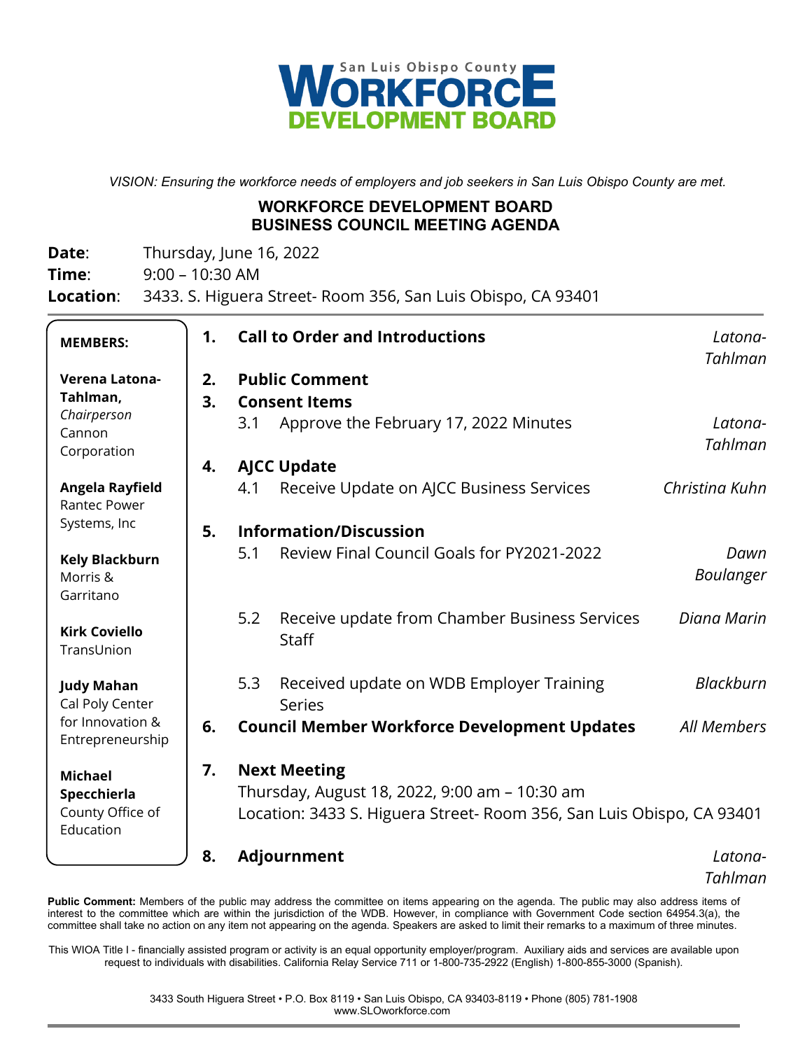San Luis Obispo County **WORKFORCE DEVELOPMENT BOARD**

*VISION: Ensuring the workforce needs of employers and job seekers in San Luis Obispo County are met.*

# WORKFORCE DEVELOPMENT BOARD
## BUSINESS COUNCIL MEETING AGENDA

**Date**: Thursday, June 16, 2022
**Time**: 9:00 – 10:30 AM
**Location**: 3433. S. Higuera Street- Room 356, San Luis Obispo, CA 93401

**MEMBERS:**

**Verena Latona-Tahlman,** *Chairperson*
Cannon Corporation

**Angela Rayfield**
Rantec Power Systems, Inc

**Kely Blackburn**
Morris & Garritano

**Kirk Coviello**
TransUnion

**Judy Mahan**
Cal Poly Center for Innovation & Entrepreneurship

**Michael Specchierla**
County Office of Education

---

1. **Call to Order and Introductions** — *Latona-Tahlman*
2. **Public Comment**
3. **Consent Items**
   - 3.1 Approve the February 17, 2022 Minutes — *Latona-Tahlman*
4. **AJCC Update**
   - 4.1 Receive Update on AJCC Business Services — *Christina Kuhn*
5. **Information/Discussion**
   - 5.1 Review Final Council Goals for PY2021-2022 — *Dawn Boulanger*
   - 5.2 Receive update from Chamber Business Services Staff — *Diana Marin*
   - 5.3 Received update on WDB Employer Training Series — *Blackburn*
6. **Council Member Workforce Development Updates** — *All Members*
7. **Next Meeting**
   Thursday, August 18, 2022, 9:00 am – 10:30 am
   Location: 3433 S. Higuera Street- Room 356, San Luis Obispo, CA 93401
8. **Adjournment** — *Latona-Tahlman*

**Public Comment:** Members of the public may address the committee on items appearing on the agenda. The public may also address items of interest to the committee which are within the jurisdiction of the WDB. However, in compliance with Government Code section 64954.3(a), the committee shall take no action on any item not appearing on the agenda. Speakers are asked to limit their remarks to a maximum of three minutes.

This WIOA Title I - financially assisted program or activity is an equal opportunity employer/program. Auxiliary aids and services are available upon request to individuals with disabilities. California Relay Service 711 or 1-800-735-2922 (English) 1-800-855-3000 (Spanish).

3433 South Higuera Street • P.O. Box 8119 • San Luis Obispo, CA 93403-8119 • Phone (805) 781-1908
www.SLOworkforce.com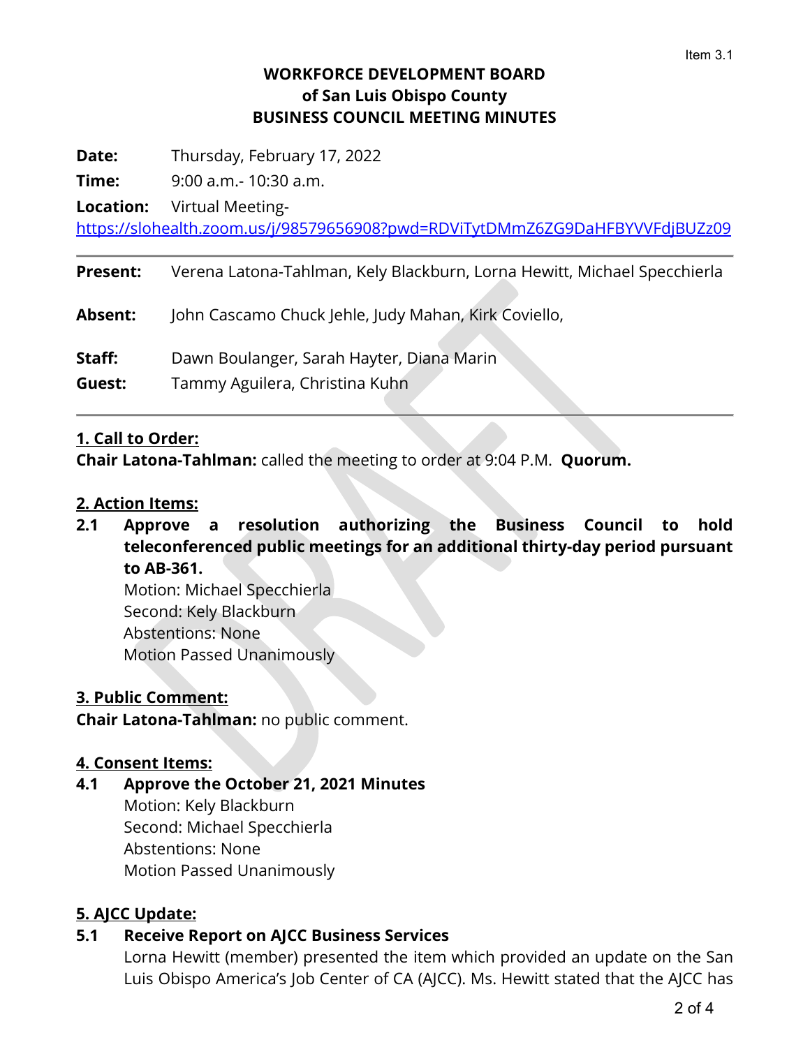Item 3.1

# WORKFORCE DEVELOPMENT BOARD
## of San Luis Obispo County
## BUSINESS COUNCIL MEETING MINUTES

**Date:** Thursday, February 17, 2022

**Time:** 9:00 a.m.- 10:30 a.m.

**Location:** Virtual Meeting- https://slohealth.zoom.us/j/98579656908?pwd=RDViTytDMmZ6ZG9DaHFBYVVFdjBUZz09

---

**Present:** Verena Latona-Tahlman, Kely Blackburn, Lorna Hewitt, Michael Specchierla

**Absent:** John Cascamo Chuck Jehle, Judy Mahan, Kirk Coviello,

**Staff:** Dawn Boulanger, Sarah Hayter, Diana Marin

**Guest:** Tammy Aguilera, Christina Kuhn

---

**1. Call to Order:**

**Chair Latona-Tahlman:** called the meeting to order at 9:04 P.M. **Quorum.**

**2. Action Items:**

**2.1 Approve a resolution authorizing the Business Council to hold teleconferenced public meetings for an additional thirty-day period pursuant to AB-361.**

Motion: Michael Specchierla
Second: Kely Blackburn
Abstentions: None
Motion Passed Unanimously

**3. Public Comment:**

**Chair Latona-Tahlman:** no public comment.

**4. Consent Items:**

**4.1 Approve the October 21, 2021 Minutes**

Motion: Kely Blackburn
Second: Michael Specchierla
Abstentions: None
Motion Passed Unanimously

**5. AJCC Update:**

**5.1 Receive Report on AJCC Business Services**

Lorna Hewitt (member) presented the item which provided an update on the San Luis Obispo America's Job Center of CA (AJCC). Ms. Hewitt stated that the AJCC has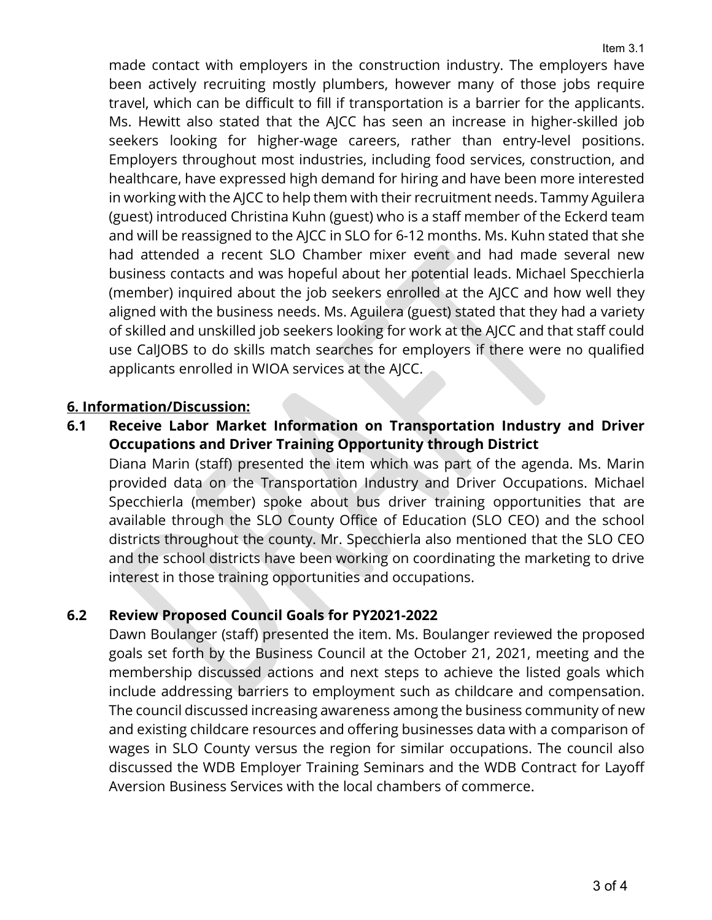made contact with employers in the construction industry. The employers have been actively recruiting mostly plumbers, however many of those jobs require travel, which can be difficult to fill if transportation is a barrier for the applicants. Ms. Hewitt also stated that the AJCC has seen an increase in higher-skilled job seekers looking for higher-wage careers, rather than entry-level positions. Employers throughout most industries, including food services, construction, and healthcare, have expressed high demand for hiring and have been more interested in working with the AJCC to help them with their recruitment needs. Tammy Aguilera (guest) introduced Christina Kuhn (guest) who is a staff member of the Eckerd team and will be reassigned to the AJCC in SLO for 6-12 months. Ms. Kuhn stated that she had attended a recent SLO Chamber mixer event and had made several new business contacts and was hopeful about her potential leads. Michael Specchierla (member) inquired about the job seekers enrolled at the AJCC and how well they aligned with the business needs. Ms. Aguilera (guest) stated that they had a variety of skilled and unskilled job seekers looking for work at the AJCC and that staff could use CalJOBS to do skills match searches for employers if there were no qualified applicants enrolled in WIOA services at the AJCC.

## 6. Information/Discussion:

**6.1 Receive Labor Market Information on Transportation Industry and Driver Occupations and Driver Training Opportunity through District**

Diana Marin (staff) presented the item which was part of the agenda. Ms. Marin provided data on the Transportation Industry and Driver Occupations. Michael Specchierla (member) spoke about bus driver training opportunities that are available through the SLO County Office of Education (SLO CEO) and the school districts throughout the county. Mr. Specchierla also mentioned that the SLO CEO and the school districts have been working on coordinating the marketing to drive interest in those training opportunities and occupations.

**6.2 Review Proposed Council Goals for PY2021-2022**

Dawn Boulanger (staff) presented the item. Ms. Boulanger reviewed the proposed goals set forth by the Business Council at the October 21, 2021, meeting and the membership discussed actions and next steps to achieve the listed goals which include addressing barriers to employment such as childcare and compensation. The council discussed increasing awareness among the business community of new and existing childcare resources and offering businesses data with a comparison of wages in SLO County versus the region for similar occupations. The council also discussed the WDB Employer Training Seminars and the WDB Contract for Layoff Aversion Business Services with the local chambers of commerce.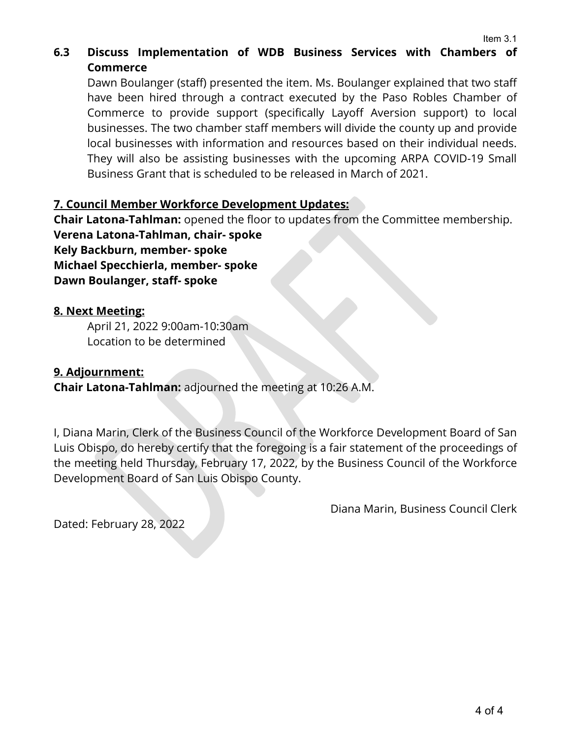**6.3 Discuss Implementation of WDB Business Services with Chambers of Commerce**

Dawn Boulanger (staff) presented the item. Ms. Boulanger explained that two staff have been hired through a contract executed by the Paso Robles Chamber of Commerce to provide support (specifically Layoff Aversion support) to local businesses. The two chamber staff members will divide the county up and provide local businesses with information and resources based on their individual needs. They will also be assisting businesses with the upcoming ARPA COVID-19 Small Business Grant that is scheduled to be released in March of 2021.

**7. Council Member Workforce Development Updates:**

**Chair Latona-Tahlman:** opened the floor to updates from the Committee membership.
**Verena Latona-Tahlman, chair- spoke**
**Kely Backburn, member- spoke**
**Michael Specchierla, member- spoke**
**Dawn Boulanger, staff- spoke**

**8. Next Meeting:**

April 21, 2022 9:00am-10:30am
Location to be determined

**9. Adjournment:**

**Chair Latona-Tahlman:** adjourned the meeting at 10:26 A.M.

I, Diana Marin, Clerk of the Business Council of the Workforce Development Board of San Luis Obispo, do hereby certify that the foregoing is a fair statement of the proceedings of the meeting held Thursday, February 17, 2022, by the Business Council of the Workforce Development Board of San Luis Obispo County.

Diana Marin, Business Council Clerk

Dated: February 28, 2022